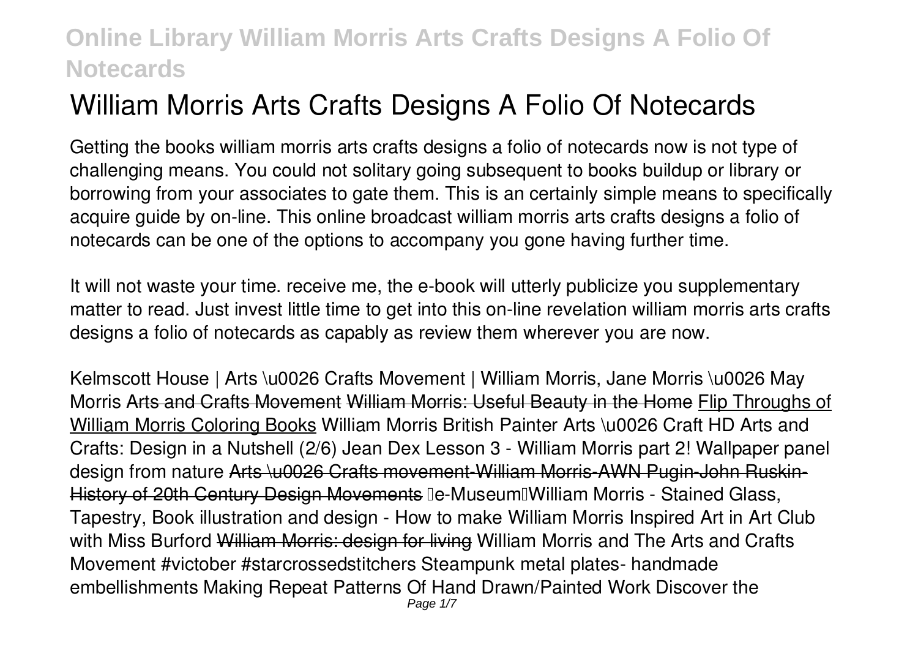# William Morris Arts Crafts Designs A Folio Of Notecards

Getting the books william morris arts crafts designs a folio of notecards now is not type of challenging means. You could not solitary going subsequent to books buildup or library or borrowing from your associates to gate them. This is an certainly simple means to specifically acquire guide by on-line. This online broadcast william morris arts crafts designs a folio of notecards can be one of the options to accompany you gone having further time.

It will not waste your time. receive me, the e-book will utterly publicize you supplementary matter to read. Just invest little time to get into this on-line revelation william morris arts crafts designs a folio of notecards as capably as review them wherever you are now.

*Kelmscott House | Arts \u0026 Crafts Movement | William Morris, Jane Morris \u0026 May Morris* Arts and Crafts Movement William Morris: Useful Beauty in the Home Flip Throughs of William Morris Coloring Books *William Morris British Painter Arts \u0026 Craft HD Arts and Crafts: Design in a Nutshell (2/6) Jean Dex Lesson 3 - William Morris part 2! Wallpaper panel design from nature* Arts \u0026 Crafts movement-William Morris-AWN Pugin-John Ruskin-History of 20th Century Design Movements *【e-Museum】William Morris - Stained Glass, Tapestry, Book illustration and design - How to make William Morris Inspired Art in Art Club with Miss Burford* William Morris: design for living *William Morris and The Arts and Crafts Movement #victober #starcrossedstitchers Steampunk metal plates- handmade embellishments Making Repeat Patterns Of Hand Drawn/Painted Work Discover the*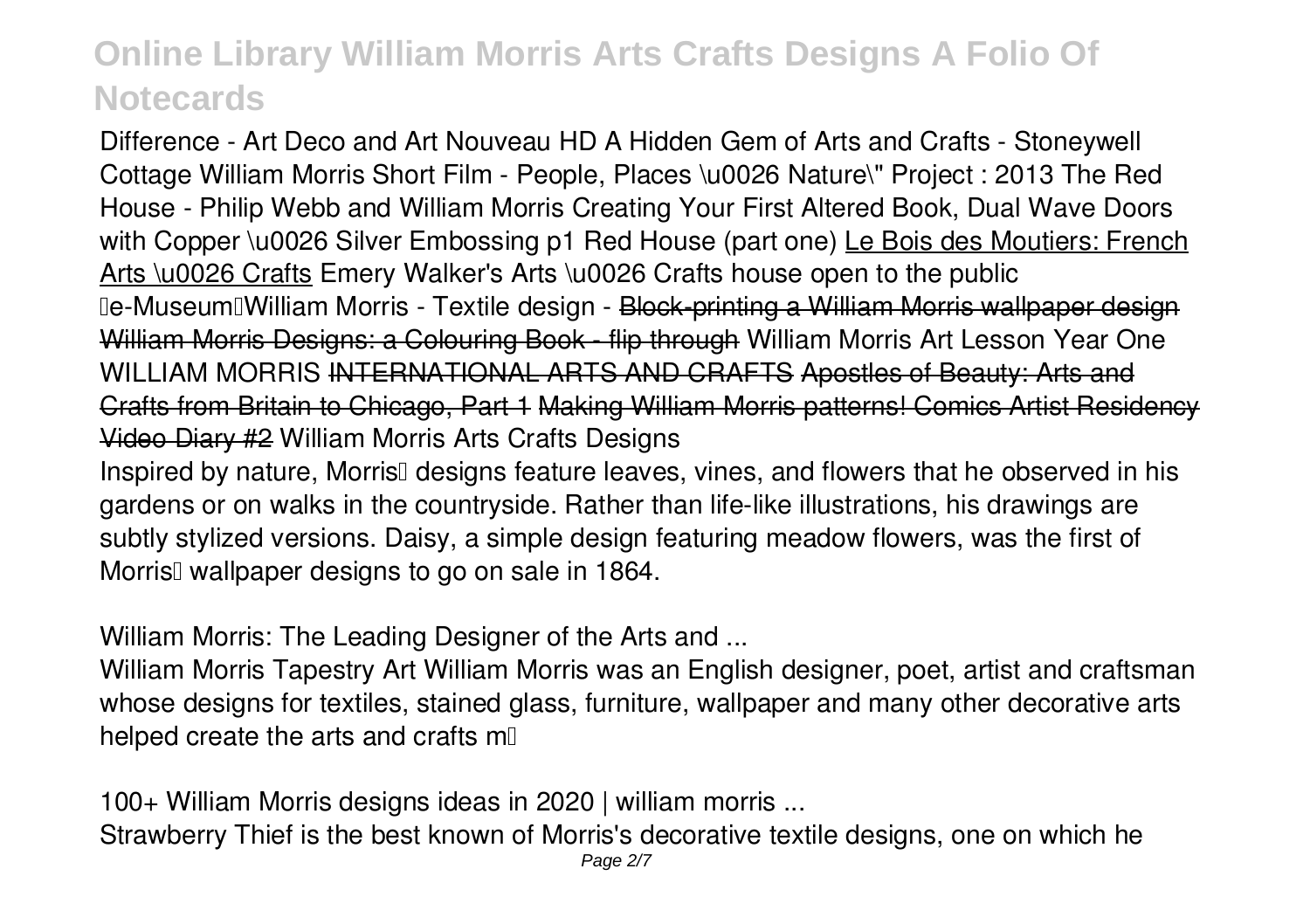Difference - Art Deco and Art Nouveau HD A Hidden Gem of Arts and Crafts - Stoneywell Cottage William Morris Short Film - People, Places \u0026 Nature\" Project : 2013 The Red House - Philip Webb and William Morris Creating Your First Altered Book, Dual Wave Doors with Copper \u0026 Silver Embossing p1 Red House (part one) Le Bois des Moutiers: French Arts \u0026 Crafts Emery Walker's Arts \u0026 Crafts house open to the public 「e-Museum」William Morris - Textile design - ~~Block-printing a William Morris wallpaper design~~ ~~William Morris Designs: a Colouring Book - flip through~~ William Morris Art Lesson Year One WILLIAM MORRIS ~~INTERNATIONAL ARTS AND CRAFTS~~ ~~Apostles of Beauty: Arts and Crafts from Britain to Chicago, Part 1~~ ~~Making William Morris patterns! Comics Artist Residency Video Diary #2~~ William Morris Arts Crafts Designs

Inspired by nature, Morris' designs feature leaves, vines, and flowers that he observed in his gardens or on walks in the countryside. Rather than life-like illustrations, his drawings are subtly stylized versions. Daisy, a simple design featuring meadow flowers, was the first of Morris' wallpaper designs to go on sale in 1864.

William Morris: The Leading Designer of the Arts and ...

William Morris Tapestry Art William Morris was an English designer, poet, artist and craftsman whose designs for textiles, stained glass, furniture, wallpaper and many other decorative arts helped create the arts and crafts m…

100+ William Morris designs ideas in 2020 | william morris ...

Strawberry Thief is the best known of Morris's decorative textile designs, one on which he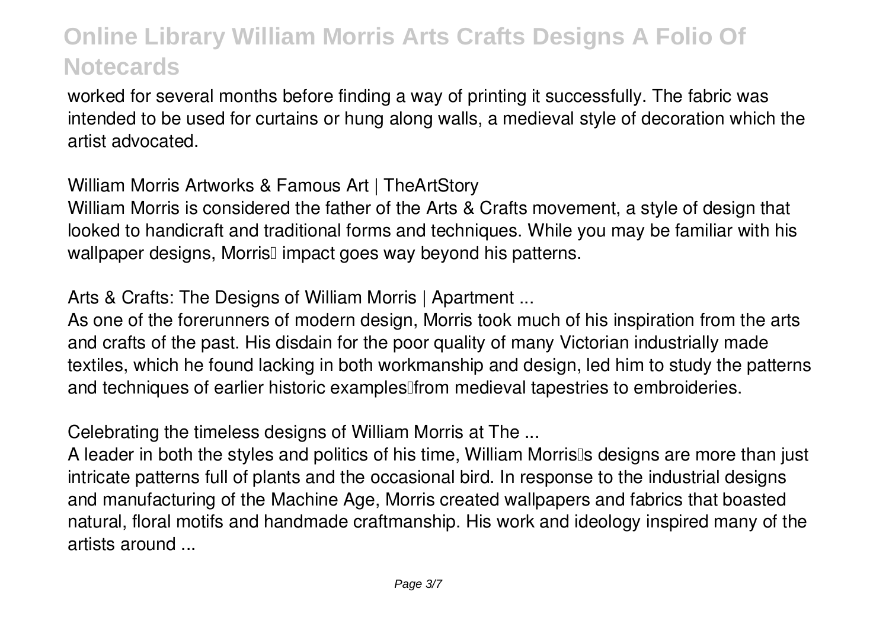worked for several months before finding a way of printing it successfully. The fabric was intended to be used for curtains or hung along walls, a medieval style of decoration which the artist advocated.

**William Morris Artworks & Famous Art | TheArtStory**

William Morris is considered the father of the Arts & Crafts movement, a style of design that looked to handicraft and traditional forms and techniques. While you may be familiar with his wallpaper designs, Morris' impact goes way beyond his patterns.

**Arts & Crafts: The Designs of William Morris | Apartment ...**

As one of the forerunners of modern design, Morris took much of his inspiration from the arts and crafts of the past. His disdain for the poor quality of many Victorian industrially made textiles, which he found lacking in both workmanship and design, led him to study the patterns and techniques of earlier historic examples—from medieval tapestries to embroideries.

**Celebrating the timeless designs of William Morris at The ...**

A leader in both the styles and politics of his time, William Morris's designs are more than just intricate patterns full of plants and the occasional bird. In response to the industrial designs and manufacturing of the Machine Age, Morris created wallpapers and fabrics that boasted natural, floral motifs and handmade craftmanship. His work and ideology inspired many of the artists around ...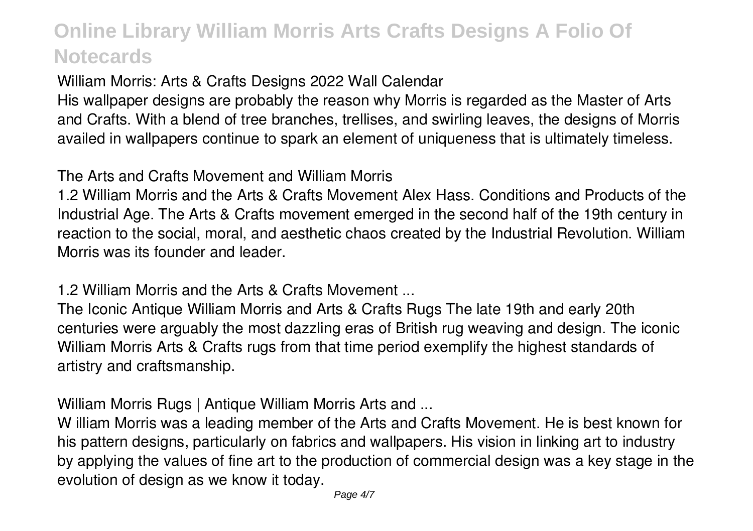**William Morris: Arts & Crafts Designs 2022 Wall Calendar**

His wallpaper designs are probably the reason why Morris is regarded as the Master of Arts and Crafts. With a blend of tree branches, trellises, and swirling leaves, the designs of Morris availed in wallpapers continue to spark an element of uniqueness that is ultimately timeless.

**The Arts and Crafts Movement and William Morris**

1.2 William Morris and the Arts & Crafts Movement Alex Hass. Conditions and Products of the Industrial Age. The Arts & Crafts movement emerged in the second half of the 19th century in reaction to the social, moral, and aesthetic chaos created by the Industrial Revolution. William Morris was its founder and leader.

**1.2 William Morris and the Arts & Crafts Movement ...**

The Iconic Antique William Morris and Arts & Crafts Rugs The late 19th and early 20th centuries were arguably the most dazzling eras of British rug weaving and design. The iconic William Morris Arts & Crafts rugs from that time period exemplify the highest standards of artistry and craftsmanship.

**William Morris Rugs | Antique William Morris Arts and ...**

W illiam Morris was a leading member of the Arts and Crafts Movement. He is best known for his pattern designs, particularly on fabrics and wallpapers. His vision in linking art to industry by applying the values of fine art to the production of commercial design was a key stage in the evolution of design as we know it today.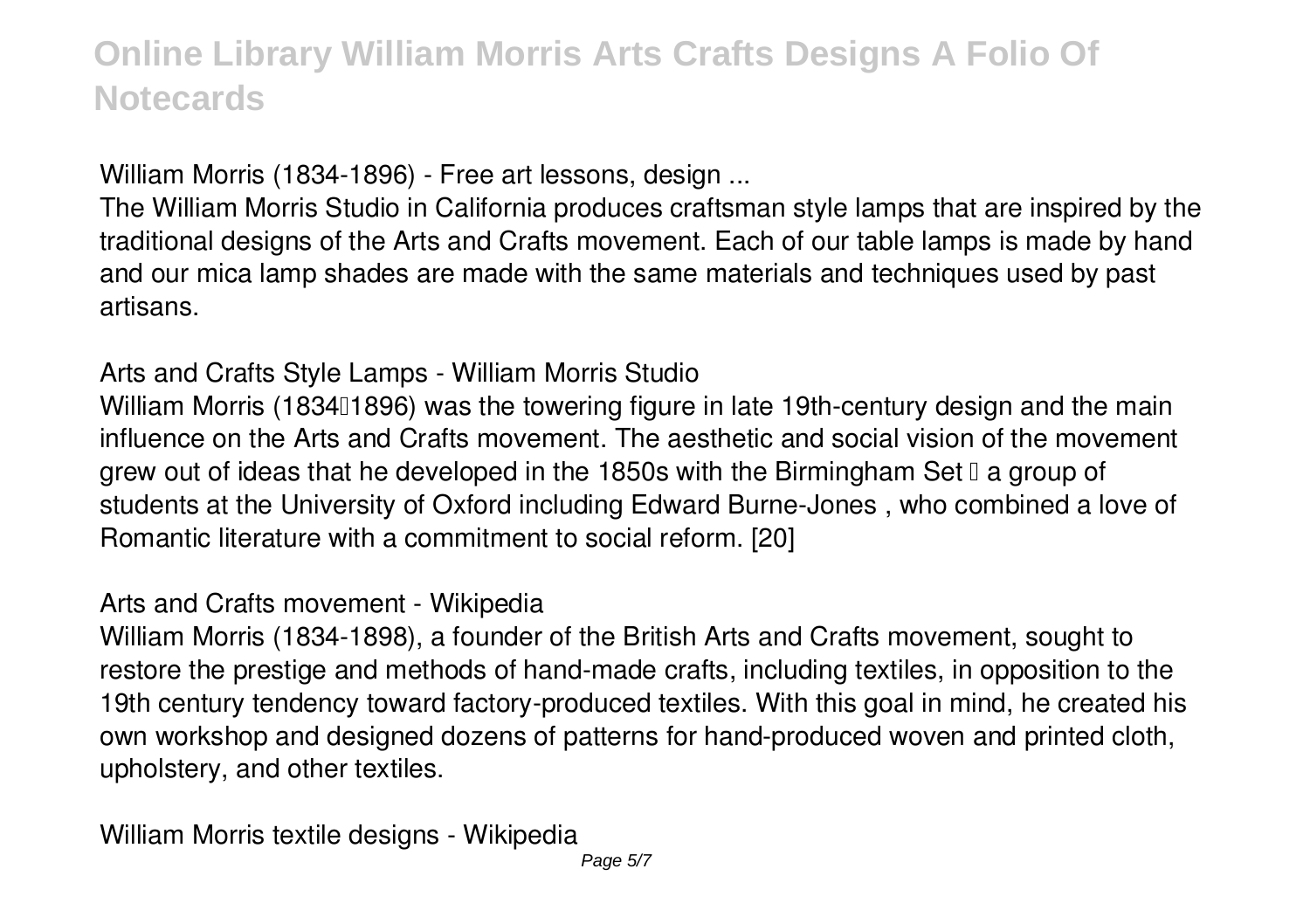**William Morris (1834-1896) - Free art lessons, design ...**

The William Morris Studio in California produces craftsman style lamps that are inspired by the traditional designs of the Arts and Crafts movement. Each of our table lamps is made by hand and our mica lamp shades are made with the same materials and techniques used by past artisans.

**Arts and Crafts Style Lamps - William Morris Studio**

William Morris (1834–1896) was the towering figure in late 19th-century design and the main influence on the Arts and Crafts movement. The aesthetic and social vision of the movement grew out of ideas that he developed in the 1850s with the Birmingham Set – a group of students at the University of Oxford including Edward Burne-Jones , who combined a love of Romantic literature with a commitment to social reform. [20]

**Arts and Crafts movement - Wikipedia**

William Morris (1834-1898), a founder of the British Arts and Crafts movement, sought to restore the prestige and methods of hand-made crafts, including textiles, in opposition to the 19th century tendency toward factory-produced textiles. With this goal in mind, he created his own workshop and designed dozens of patterns for hand-produced woven and printed cloth, upholstery, and other textiles.

**William Morris textile designs - Wikipedia**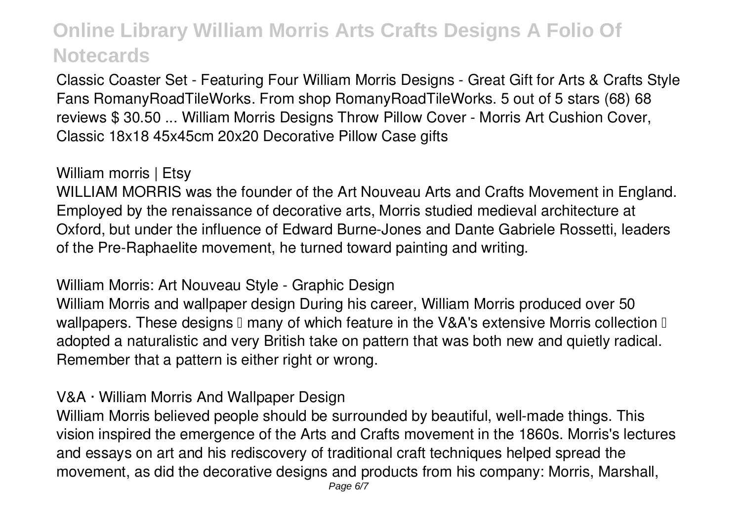Classic Coaster Set - Featuring Four William Morris Designs - Great Gift for Arts & Crafts Style Fans RomanyRoadTileWorks. From shop RomanyRoadTileWorks. 5 out of 5 stars (68) 68 reviews $ 30.50 ... William Morris Designs Throw Pillow Cover - Morris Art Cushion Cover, Classic 18x18 45x45cm 20x20 Decorative Pillow Case gifts

William morris | Etsy

WILLIAM MORRIS was the founder of the Art Nouveau Arts and Crafts Movement in England. Employed by the renaissance of decorative arts, Morris studied medieval architecture at Oxford, but under the influence of Edward Burne-Jones and Dante Gabriele Rossetti, leaders of the Pre-Raphaelite movement, he turned toward painting and writing.

William Morris: Art Nouveau Style - Graphic Design

William Morris and wallpaper design During his career, William Morris produced over 50 wallpapers. These designs – many of which feature in the V&A's extensive Morris collection – adopted a naturalistic and very British take on pattern that was both new and quietly radical. Remember that a pattern is either right or wrong.

V&A · William Morris And Wallpaper Design

William Morris believed people should be surrounded by beautiful, well-made things. This vision inspired the emergence of the Arts and Crafts movement in the 1860s. Morris's lectures and essays on art and his rediscovery of traditional craft techniques helped spread the movement, as did the decorative designs and products from his company: Morris, Marshall,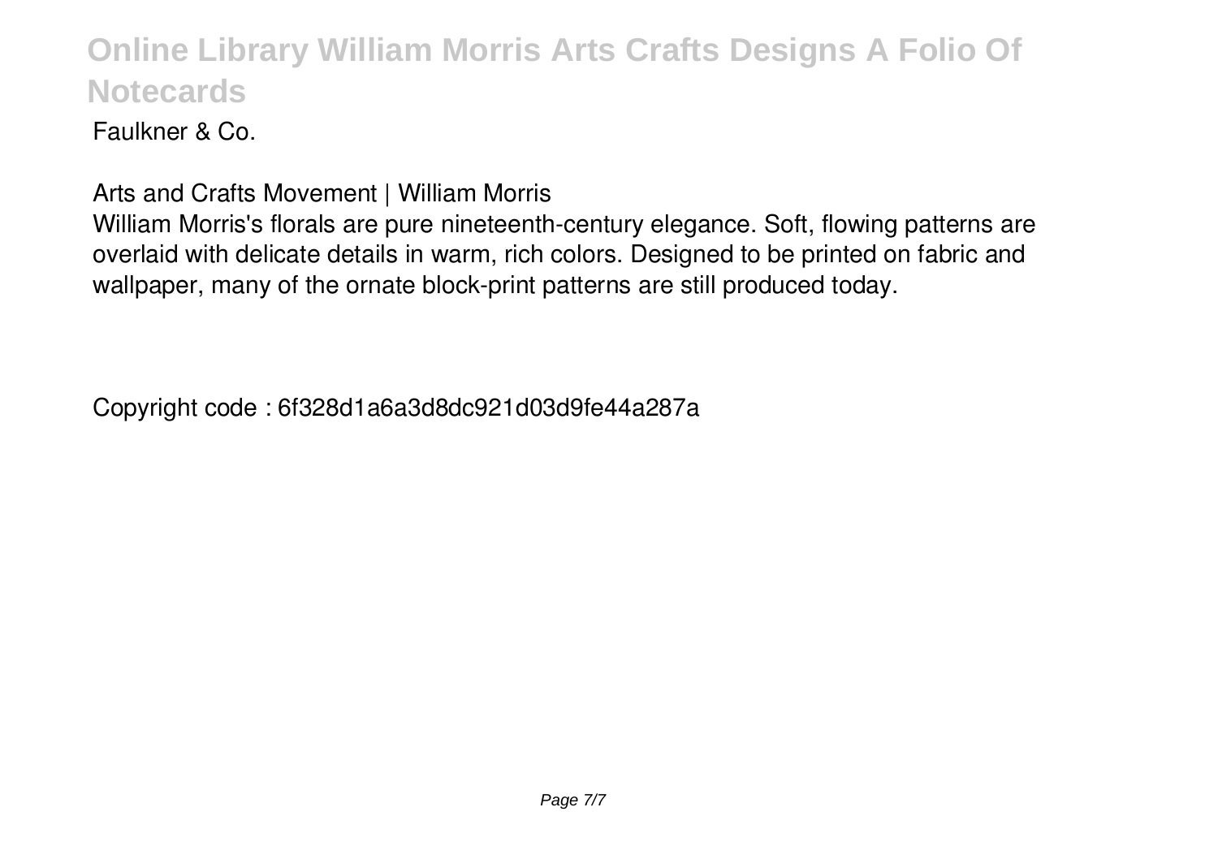Faulkner & Co.

Arts and Crafts Movement | William Morris

William Morris's florals are pure nineteenth-century elegance. Soft, flowing patterns are overlaid with delicate details in warm, rich colors. Designed to be printed on fabric and wallpaper, many of the ornate block-print patterns are still produced today.

Copyright code : 6f328d1a6a3d8dc921d03d9fe44a287a